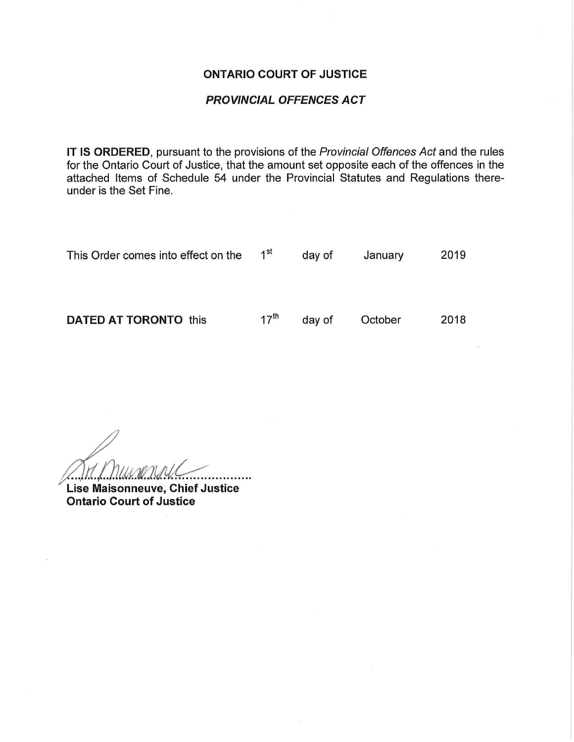**ONTARIO COURT OF JUSTICE**

***PROVINCIAL OFFENCES ACT***

**IT IS ORDERED**, pursuant to the provisions of the *Provincial Offences Act* and the rules for the Ontario Court of Justice, that the amount set opposite each of the offences in the attached Items of Schedule 54 under the Provincial Statutes and Regulations thereunder is the Set Fine.

This Order comes into effect on the 1st day of January 2019

**DATED AT TORONTO** this 17th day of October 2018

.........................................

**Lise Maisonneuve, Chief Justice**
**Ontario Court of Justice**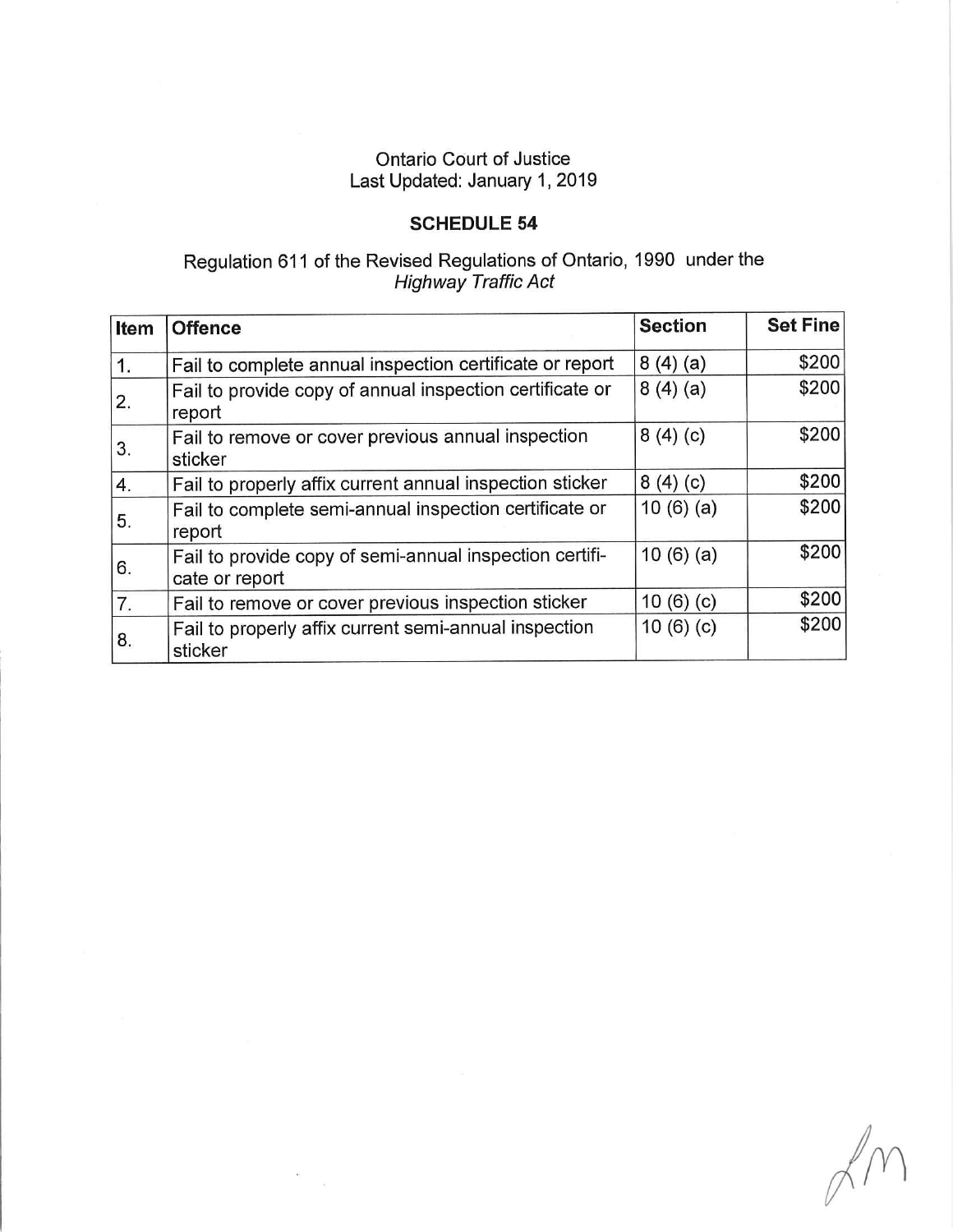Ontario Court of Justice
Last Updated: January 1, 2019

**SCHEDULE 54**

Regulation 611 of the Revised Regulations of Ontario, 1990 under the *Highway Traffic Act*

| Item | Offence | Section | Set Fine |
|---|---|---|---|
| 1. | Fail to complete annual inspection certificate or report | 8 (4) (a) | $200 |
| 2. | Fail to provide copy of annual inspection certificate or report | 8 (4) (a) | $200 |
| 3. | Fail to remove or cover previous annual inspection sticker | 8 (4) (c) | $200 |
| 4. | Fail to properly affix current annual inspection sticker | 8 (4) (c) | $200 |
| 5. | Fail to complete semi-annual inspection certificate or report | 10 (6) (a) | $200 |
| 6. | Fail to provide copy of semi-annual inspection certificate or report | 10 (6) (a) | $200 |
| 7. | Fail to remove or cover previous inspection sticker | 10 (6) (c) | $200 |
| 8. | Fail to properly affix current semi-annual inspection sticker | 10 (6) (c) | $200 |

LM